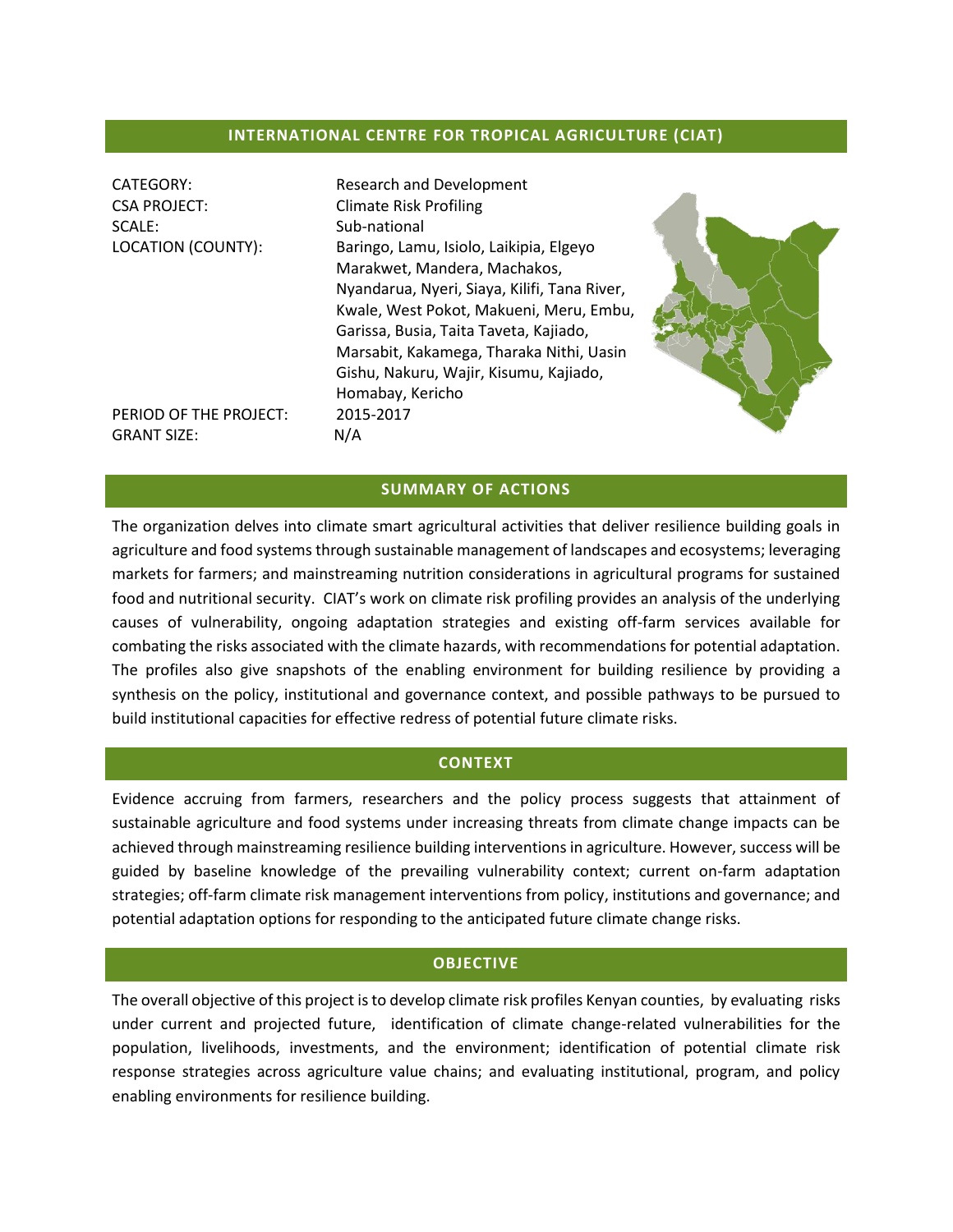## INTERNATIONAL CENTRE FOR TROPICAL AGRICULTURE (CIAT)

| | |
|---|---|
| CATEGORY: | Research and Development |
| CSA PROJECT: | Climate Risk Profiling |
| SCALE: | Sub-national |
| LOCATION (COUNTY): | Baringo, Lamu, Isiolo, Laikipia, Elgeyo Marakwet, Mandera, Machakos, Nyandarua, Nyeri, Siaya, Kilifi, Tana River, Kwale, West Pokot, Makueni, Meru, Embu, Garissa, Busia, Taita Taveta, Kajiado, Marsabit, Kakamega, Tharaka Nithi, Uasin Gishu, Nakuru, Wajir, Kisumu, Kajiado, Homabay, Kericho |
| PERIOD OF THE PROJECT: | 2015-2017 |
| GRANT SIZE: | N/A |

## SUMMARY OF ACTIONS

The organization delves into climate smart agricultural activities that deliver resilience building goals in agriculture and food systems through sustainable management of landscapes and ecosystems; leveraging markets for farmers; and mainstreaming nutrition considerations in agricultural programs for sustained food and nutritional security. CIAT's work on climate risk profiling provides an analysis of the underlying causes of vulnerability, ongoing adaptation strategies and existing off-farm services available for combating the risks associated with the climate hazards, with recommendations for potential adaptation. The profiles also give snapshots of the enabling environment for building resilience by providing a synthesis on the policy, institutional and governance context, and possible pathways to be pursued to build institutional capacities for effective redress of potential future climate risks.

## CONTEXT

Evidence accruing from farmers, researchers and the policy process suggests that attainment of sustainable agriculture and food systems under increasing threats from climate change impacts can be achieved through mainstreaming resilience building interventions in agriculture. However, success will be guided by baseline knowledge of the prevailing vulnerability context; current on-farm adaptation strategies; off-farm climate risk management interventions from policy, institutions and governance; and potential adaptation options for responding to the anticipated future climate change risks.

## OBJECTIVE

The overall objective of this project is to develop climate risk profiles Kenyan counties, by evaluating risks under current and projected future, identification of climate change-related vulnerabilities for the population, livelihoods, investments, and the environment; identification of potential climate risk response strategies across agriculture value chains; and evaluating institutional, program, and policy enabling environments for resilience building.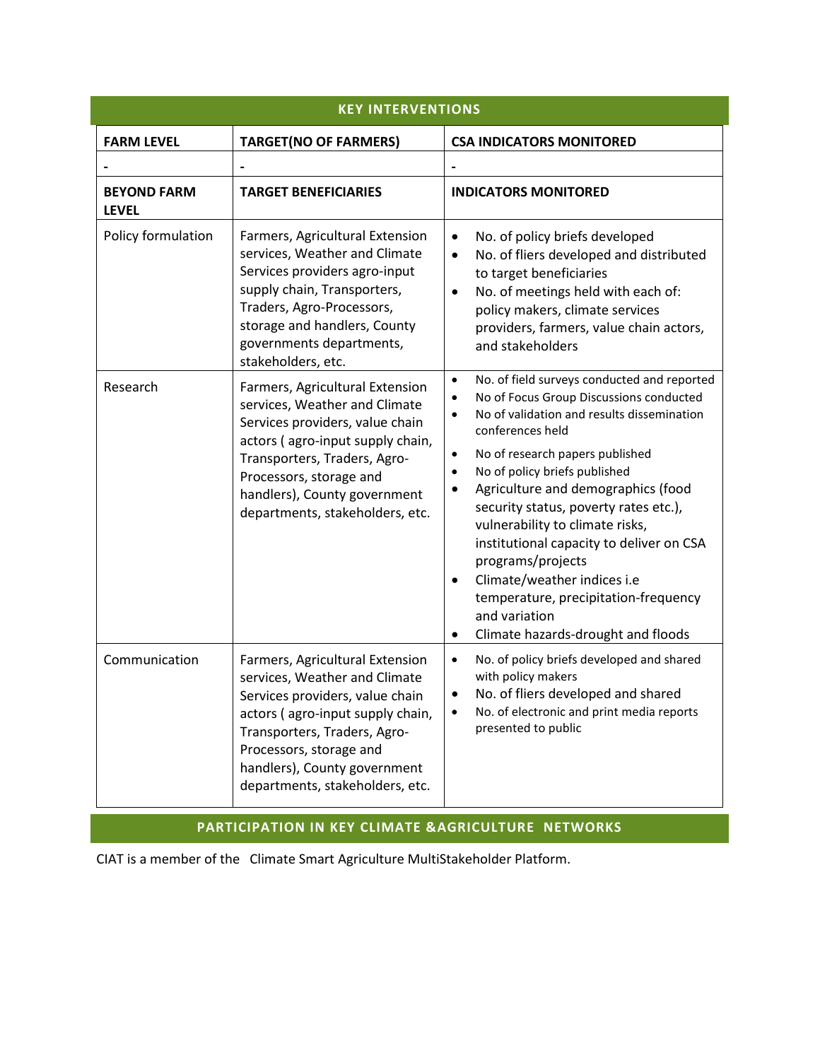## KEY INTERVENTIONS

| FARM LEVEL | TARGET(NO OF FARMERS) | CSA INDICATORS MONITORED |
|---|---|---|
| - | - | - |
| **BEYOND FARM LEVEL** | **TARGET BENEFICIARIES** | **INDICATORS MONITORED** |
| Policy formulation | Farmers, Agricultural Extension services, Weather and Climate Services providers agro-input supply chain, Transporters, Traders, Agro-Processors, storage and handlers, County governments departments, stakeholders, etc. | • No. of policy briefs developed<br>• No. of fliers developed and distributed to target beneficiaries<br>• No. of meetings held with each of: policy makers, climate services providers, farmers, value chain actors, and stakeholders |
| Research | Farmers, Agricultural Extension services, Weather and Climate Services providers, value chain actors ( agro-input supply chain, Transporters, Traders, Agro-Processors, storage and handlers), County government departments, stakeholders, etc. | • No. of field surveys conducted and reported<br>• No of Focus Group Discussions conducted<br>• No of validation and results dissemination conferences held<br>• No of research papers published<br>• No of policy briefs published<br>• Agriculture and demographics (food security status, poverty rates etc.), vulnerability to climate risks, institutional capacity to deliver on CSA programs/projects<br>• Climate/weather indices i.e temperature, precipitation-frequency and variation<br>• Climate hazards-drought and floods |
| Communication | Farmers, Agricultural Extension services, Weather and Climate Services providers, value chain actors ( agro-input supply chain, Transporters, Traders, Agro-Processors, storage and handlers), County government departments, stakeholders, etc. | • No. of policy briefs developed and shared with policy makers<br>• No. of fliers developed and shared<br>• No. of electronic and print media reports presented to public |

## PARTICIPATION IN KEY CLIMATE &AGRICULTURE NETWORKS

CIAT is a member of the Climate Smart Agriculture MultiStakeholder Platform.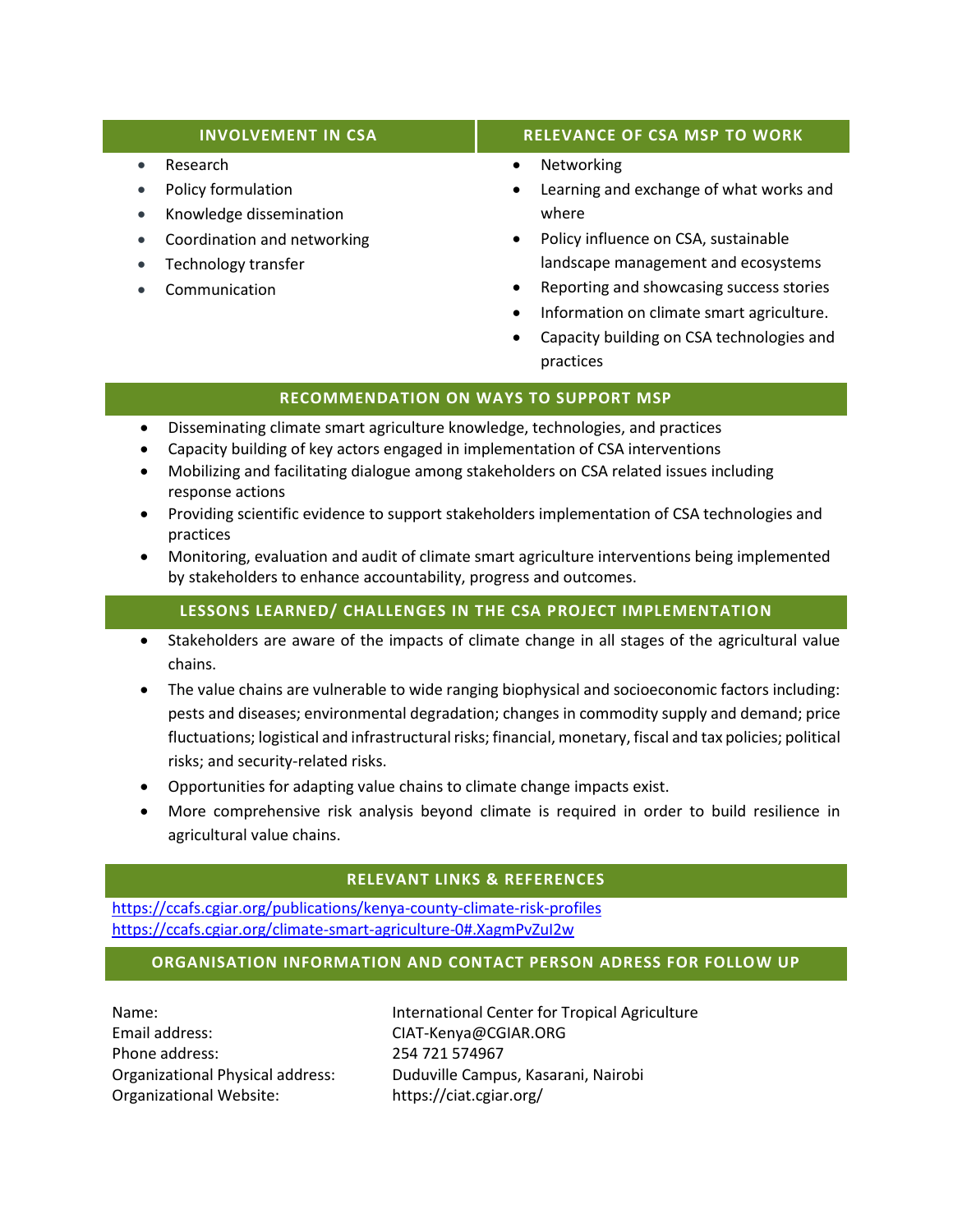## INVOLVEMENT IN CSA

- Research
- Policy formulation
- Knowledge dissemination
- Coordination and networking
- Technology transfer
- Communication

## RELEVANCE OF CSA MSP TO WORK

- Networking
- Learning and exchange of what works and where
- Policy influence on CSA, sustainable landscape management and ecosystems
- Reporting and showcasing success stories
- Information on climate smart agriculture.
- Capacity building on CSA technologies and practices

## RECOMMENDATION ON WAYS TO SUPPORT MSP

- Disseminating climate smart agriculture knowledge, technologies, and practices
- Capacity building of key actors engaged in implementation of CSA interventions
- Mobilizing and facilitating dialogue among stakeholders on CSA related issues including response actions
- Providing scientific evidence to support stakeholders implementation of CSA technologies and practices
- Monitoring, evaluation and audit of climate smart agriculture interventions being implemented by stakeholders to enhance accountability, progress and outcomes.

## LESSONS LEARNED/ CHALLENGES IN THE CSA PROJECT IMPLEMENTATION

- Stakeholders are aware of the impacts of climate change in all stages of the agricultural value chains.
- The value chains are vulnerable to wide ranging biophysical and socioeconomic factors including: pests and diseases; environmental degradation; changes in commodity supply and demand; price fluctuations; logistical and infrastructural risks; financial, monetary, fiscal and tax policies; political risks; and security-related risks.
- Opportunities for adapting value chains to climate change impacts exist.
- More comprehensive risk analysis beyond climate is required in order to build resilience in agricultural value chains.

## RELEVANT LINKS & REFERENCES

https://ccafs.cgiar.org/publications/kenya-county-climate-risk-profiles
https://ccafs.cgiar.org/climate-smart-agriculture-0#.XagmPvZuI2w

## ORGANISATION INFORMATION AND CONTACT PERSON ADRESS FOR FOLLOW UP

| | |
|---|---|
| Name: | International Center for Tropical Agriculture |
| Email address: | CIAT-Kenya@CGIAR.ORG |
| Phone address: | 254 721 574967 |
| Organizational Physical address: | Duduville Campus, Kasarani, Nairobi |
| Organizational Website: | https://ciat.cgiar.org/ |